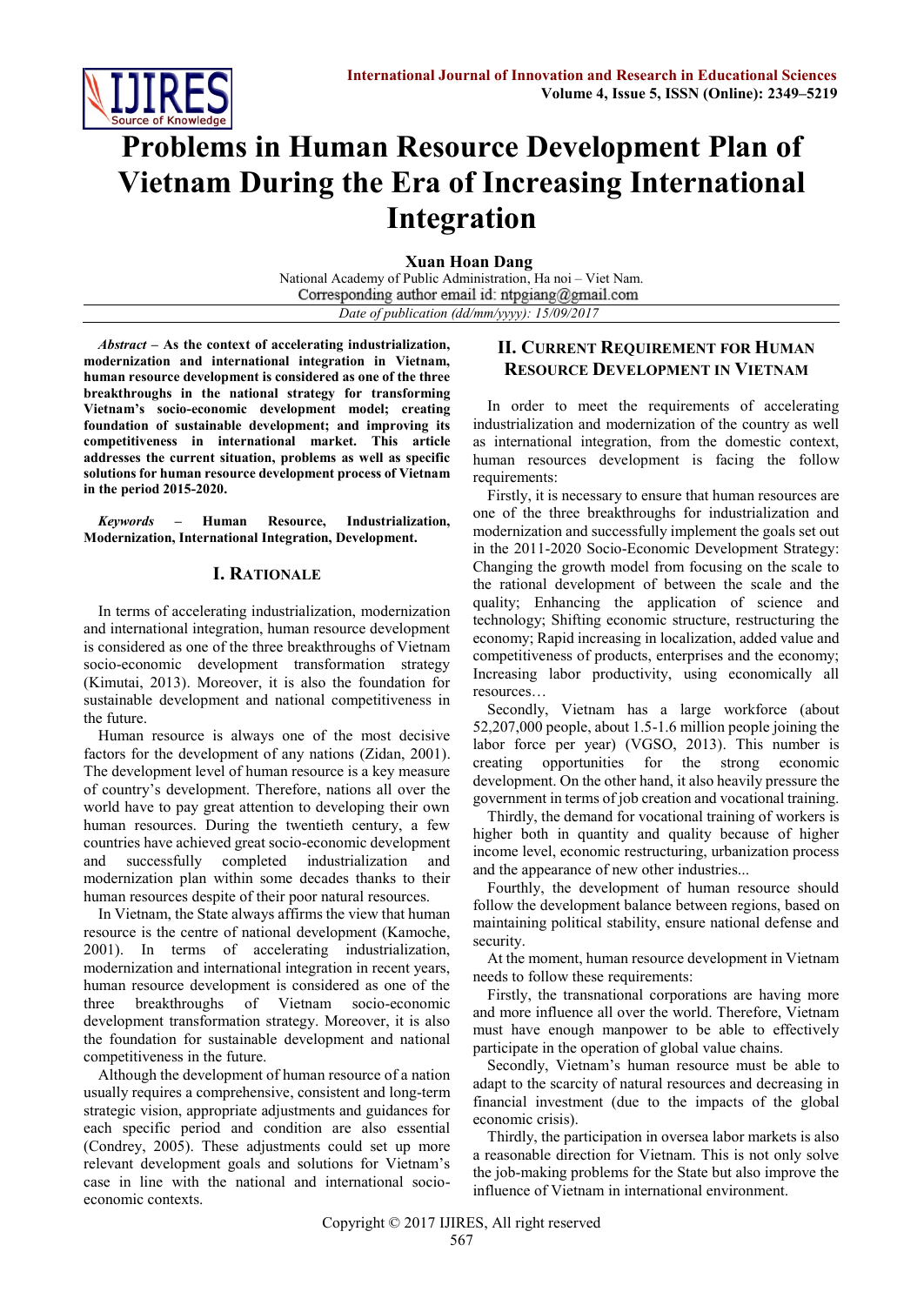# Problems in Human Resource Development Plan of Vietnam During the Era of Increasing International Integration

**Xuan Hoan Dang**

National Academy of Public Administration, Ha noi – Viet Nam.

Corresponding author email id: ntpgiang@gmail.com

*Date of publication (dd/mm/yyyy): 15/09/2017*

***Abstract* – As the context of accelerating industrialization, modernization and international integration in Vietnam, human resource development is considered as one of the three breakthroughs in the national strategy for transforming Vietnam's socio-economic development model; creating foundation of sustainable development; and improving its competitiveness in international market. This article addresses the current situation, problems as well as specific solutions for human resource development process of Vietnam in the period 2015-2020.**

***Keywords* – Human Resource, Industrialization, Modernization, International Integration, Development.**

## I. Rationale

In terms of accelerating industrialization, modernization and international integration, human resource development is considered as one of the three breakthroughs of Vietnam socio-economic development transformation strategy (Kimutai, 2013). Moreover, it is also the foundation for sustainable development and national competitiveness in the future.

Human resource is always one of the most decisive factors for the development of any nations (Zidan, 2001). The development level of human resource is a key measure of country's development. Therefore, nations all over the world have to pay great attention to developing their own human resources. During the twentieth century, a few countries have achieved great socio-economic development and successfully completed industrialization and modernization plan within some decades thanks to their human resources despite of their poor natural resources.

In Vietnam, the State always affirms the view that human resource is the centre of national development (Kamoche, 2001). In terms of accelerating industrialization, modernization and international integration in recent years, human resource development is considered as one of the three breakthroughs of Vietnam socio-economic development transformation strategy. Moreover, it is also the foundation for sustainable development and national competitiveness in the future.

Although the development of human resource of a nation usually requires a comprehensive, consistent and long-term strategic vision, appropriate adjustments and guidances for each specific period and condition are also essential (Condrey, 2005). These adjustments could set up more relevant development goals and solutions for Vietnam's case in line with the national and international socio-economic contexts.

## II. Current Requirement for Human Resource Development in Vietnam

In order to meet the requirements of accelerating industrialization and modernization of the country as well as international integration, from the domestic context, human resources development is facing the follow requirements:

Firstly, it is necessary to ensure that human resources are one of the three breakthroughs for industrialization and modernization and successfully implement the goals set out in the 2011-2020 Socio-Economic Development Strategy: Changing the growth model from focusing on the scale to the rational development of between the scale and the quality; Enhancing the application of science and technology; Shifting economic structure, restructuring the economy; Rapid increasing in localization, added value and competitiveness of products, enterprises and the economy; Increasing labor productivity, using economically all resources…

Secondly, Vietnam has a large workforce (about 52,207,000 people, about 1.5-1.6 million people joining the labor force per year) (VGSO, 2013). This number is creating opportunities for the strong economic development. On the other hand, it also heavily pressure the government in terms of job creation and vocational training.

Thirdly, the demand for vocational training of workers is higher both in quantity and quality because of higher income level, economic restructuring, urbanization process and the appearance of new other industries...

Fourthly, the development of human resource should follow the development balance between regions, based on maintaining political stability, ensure national defense and security.

At the moment, human resource development in Vietnam needs to follow these requirements:

Firstly, the transnational corporations are having more and more influence all over the world. Therefore, Vietnam must have enough manpower to be able to effectively participate in the operation of global value chains.

Secondly, Vietnam's human resource must be able to adapt to the scarcity of natural resources and decreasing in financial investment (due to the impacts of the global economic crisis).

Thirdly, the participation in oversea labor markets is also a reasonable direction for Vietnam. This is not only solve the job-making problems for the State but also improve the influence of Vietnam in international environment.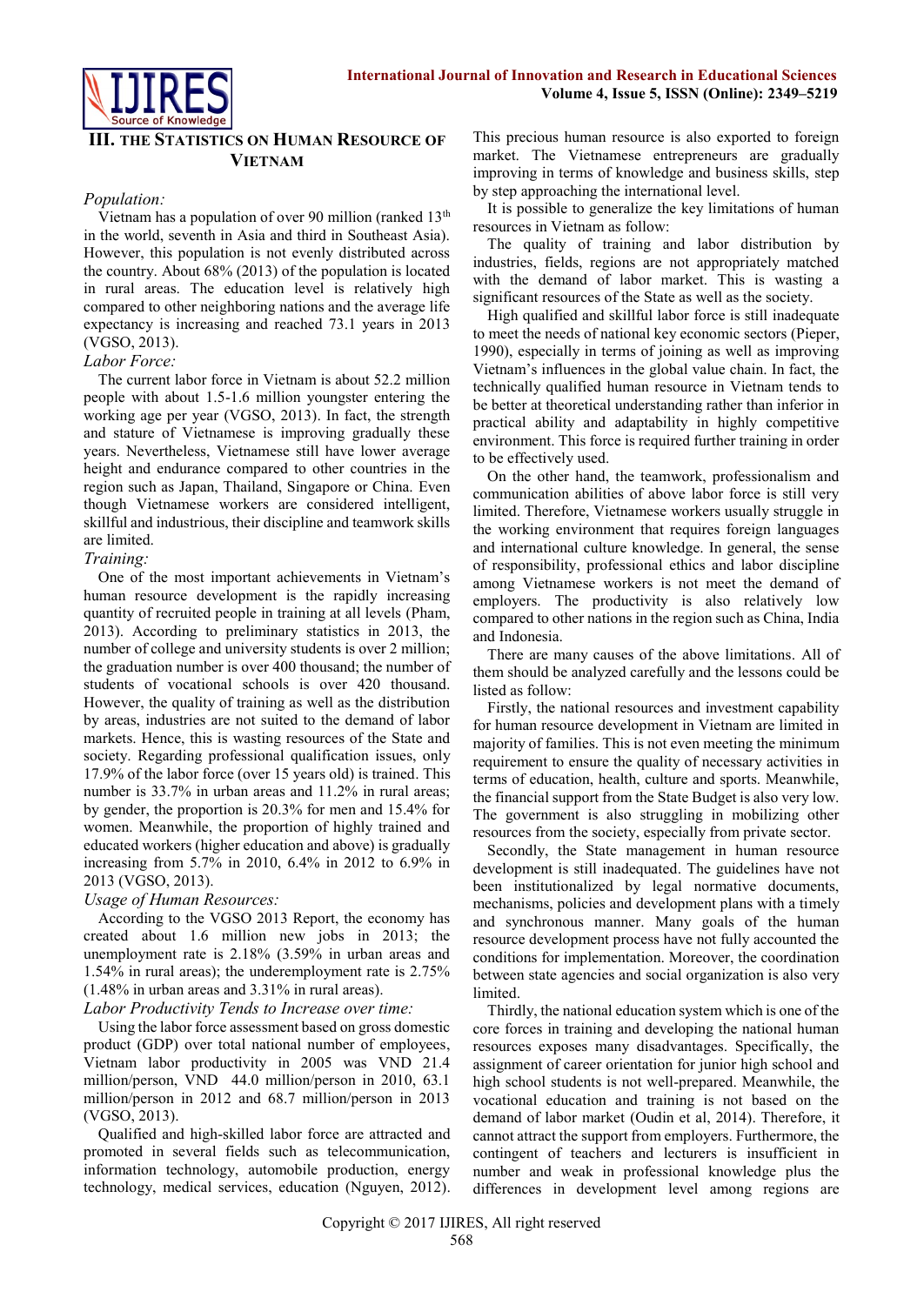## III. The Statistics on Human Resource of Vietnam

*Population:*

Vietnam has a population of over 90 million (ranked 13th in the world, seventh in Asia and third in Southeast Asia). However, this population is not evenly distributed across the country. About 68% (2013) of the population is located in rural areas. The education level is relatively high compared to other neighboring nations and the average life expectancy is increasing and reached 73.1 years in 2013 (VGSO, 2013).

*Labor Force:*

The current labor force in Vietnam is about 52.2 million people with about 1.5-1.6 million youngster entering the working age per year (VGSO, 2013). In fact, the strength and stature of Vietnamese is improving gradually these years. Nevertheless, Vietnamese still have lower average height and endurance compared to other countries in the region such as Japan, Thailand, Singapore or China. Even though Vietnamese workers are considered intelligent, skillful and industrious, their discipline and teamwork skills are limited.

*Training:*

One of the most important achievements in Vietnam's human resource development is the rapidly increasing quantity of recruited people in training at all levels (Pham, 2013). According to preliminary statistics in 2013, the number of college and university students is over 2 million; the graduation number is over 400 thousand; the number of students of vocational schools is over 420 thousand. However, the quality of training as well as the distribution by areas, industries are not suited to the demand of labor markets. Hence, this is wasting resources of the State and society. Regarding professional qualification issues, only 17.9% of the labor force (over 15 years old) is trained. This number is 33.7% in urban areas and 11.2% in rural areas; by gender, the proportion is 20.3% for men and 15.4% for women. Meanwhile, the proportion of highly trained and educated workers (higher education and above) is gradually increasing from 5.7% in 2010, 6.4% in 2012 to 6.9% in 2013 (VGSO, 2013).

*Usage of Human Resources:*

According to the VGSO 2013 Report, the economy has created about 1.6 million new jobs in 2013; the unemployment rate is 2.18% (3.59% in urban areas and 1.54% in rural areas); the underemployment rate is 2.75% (1.48% in urban areas and 3.31% in rural areas).

*Labor Productivity Tends to Increase over time:*

Using the labor force assessment based on gross domestic product (GDP) over total national number of employees, Vietnam labor productivity in 2005 was VND 21.4 million/person, VND 44.0 million/person in 2010, 63.1 million/person in 2012 and 68.7 million/person in 2013 (VGSO, 2013).

Qualified and high-skilled labor force are attracted and promoted in several fields such as telecommunication, information technology, automobile production, energy technology, medical services, education (Nguyen, 2012). This precious human resource is also exported to foreign market. The Vietnamese entrepreneurs are gradually improving in terms of knowledge and business skills, step by step approaching the international level.

It is possible to generalize the key limitations of human resources in Vietnam as follow:

The quality of training and labor distribution by industries, fields, regions are not appropriately matched with the demand of labor market. This is wasting a significant resources of the State as well as the society.

High qualified and skillful labor force is still inadequate to meet the needs of national key economic sectors (Pieper, 1990), especially in terms of joining as well as improving Vietnam's influences in the global value chain. In fact, the technically qualified human resource in Vietnam tends to be better at theoretical understanding rather than inferior in practical ability and adaptability in highly competitive environment. This force is required further training in order to be effectively used.

On the other hand, the teamwork, professionalism and communication abilities of above labor force is still very limited. Therefore, Vietnamese workers usually struggle in the working environment that requires foreign languages and international culture knowledge. In general, the sense of responsibility, professional ethics and labor discipline among Vietnamese workers is not meet the demand of employers. The productivity is also relatively low compared to other nations in the region such as China, India and Indonesia.

There are many causes of the above limitations. All of them should be analyzed carefully and the lessons could be listed as follow:

Firstly, the national resources and investment capability for human resource development in Vietnam are limited in majority of families. This is not even meeting the minimum requirement to ensure the quality of necessary activities in terms of education, health, culture and sports. Meanwhile, the financial support from the State Budget is also very low. The government is also struggling in mobilizing other resources from the society, especially from private sector.

Secondly, the State management in human resource development is still inadequated. The guidelines have not been institutionalized by legal normative documents, mechanisms, policies and development plans with a timely and synchronous manner. Many goals of the human resource development process have not fully accounted the conditions for implementation. Moreover, the coordination between state agencies and social organization is also very limited.

Thirdly, the national education system which is one of the core forces in training and developing the national human resources exposes many disadvantages. Specifically, the assignment of career orientation for junior high school and high school students is not well-prepared. Meanwhile, the vocational education and training is not based on the demand of labor market (Oudin et al, 2014). Therefore, it cannot attract the support from employers. Furthermore, the contingent of teachers and lecturers is insufficient in number and weak in professional knowledge plus the differences in development level among regions are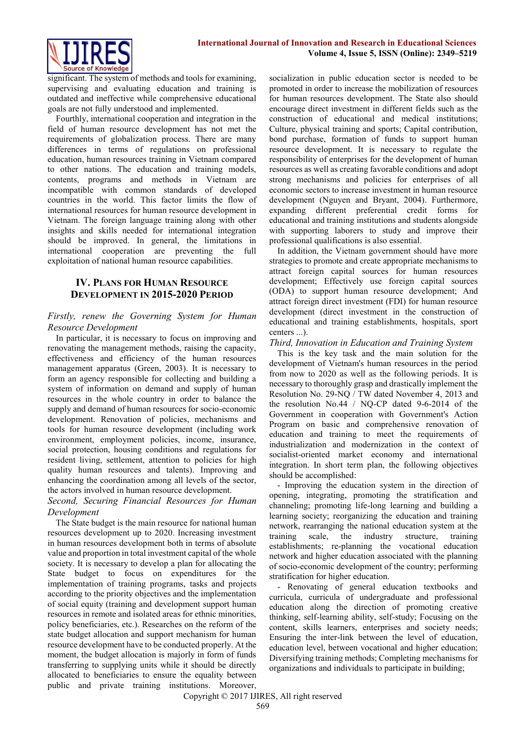significant. The system of methods and tools for examining, supervising and evaluating education and training is outdated and ineffective while comprehensive educational goals are not fully understood and implemented.

Fourthly, international cooperation and integration in the field of human resource development has not met the requirements of globalization process. There are many differences in terms of regulations on professional education, human resources training in Vietnam compared to other nations. The education and training models, contents, programs and methods in Vietnam are incompatible with common standards of developed countries in the world. This factor limits the flow of international resources for human resource development in Vietnam. The foreign language training along with other insights and skills needed for international integration should be improved. In general, the limitations in international cooperation are preventing the full exploitation of national human resource capabilities.

## IV. Plans for Human Resource Development in 2015-2020 Period

*Firstly, renew the Governing System for Human Resource Development*

In particular, it is necessary to focus on improving and renovating the management methods, raising the capacity, effectiveness and efficiency of the human resources management apparatus (Green, 2003). It is necessary to form an agency responsible for collecting and building a system of information on demand and supply of human resources in the whole country in order to balance the supply and demand of human resources for socio-economic development. Renovation of policies, mechanisms and tools for human resource development (including work environment, employment policies, income, insurance, social protection, housing conditions and regulations for resident living, settlement, attention to policies for high quality human resources and talents). Improving and enhancing the coordination among all levels of the sector, the actors involved in human resource development.

*Second, Securing Financial Resources for Human Development*

The State budget is the main resource for national human resources development up to 2020. Increasing investment in human resources development both in terms of absolute value and proportion in total investment capital of the whole society. It is necessary to develop a plan for allocating the State budget to focus on expenditures for the implementation of training programs, tasks and projects according to the priority objectives and the implementation of social equity (training and development support human resources in remote and isolated areas for ethnic minorities, policy beneficiaries, etc.). Researches on the reform of the state budget allocation and support mechanism for human resource development have to be conducted properly. At the moment, the budget allocation is majorly in form of funds transferring to supplying units while it should be directly allocated to beneficiaries to ensure the equality between public and private training institutions. Moreover, socialization in public education sector is needed to be promoted in order to increase the mobilization of resources for human resources development. The State also should encourage direct investment in different fields such as the construction of educational and medical institutions; Culture, physical training and sports; Capital contribution, bond purchase, formation of funds to support human resource development. It is necessary to regulate the responsibility of enterprises for the development of human resources as well as creating favorable conditions and adopt strong mechanisms and policies for enterprises of all economic sectors to increase investment in human resource development (Nguyen and Bryant, 2004). Furthermore, expanding different preferential credit forms for educational and training institutions and students alongside with supporting laborers to study and improve their professional qualifications is also essential.

In addition, the Vietnam government should have more strategies to promote and create appropriate mechanisms to attract foreign capital sources for human resources development; Effectively use foreign capital sources (ODA) to support human resource development; And attract foreign direct investment (FDI) for human resource development (direct investment in the construction of educational and training establishments, hospitals, sport centers ...).

*Third, Innovation in Education and Training System*

This is the key task and the main solution for the development of Vietnam's human resources in the period from now to 2020 as well as the following periods. It is necessary to thoroughly grasp and drastically implement the Resolution No. 29-NQ / TW dated November 4, 2013 and the resolution No.44 / NQ-CP dated 9-6-2014 of the Government in cooperation with Government's Action Program on basic and comprehensive renovation of education and training to meet the requirements of industrialization and modernization in the context of socialist-oriented market economy and international integration. In short term plan, the following objectives should be accomplished:

- Improving the education system in the direction of opening, integrating, promoting the stratification and channeling; promoting life-long learning and building a learning society; reorganizing the education and training network, rearranging the national education system at the training scale, the industry structure, training establishments; re-planning the vocational education network and higher education associated with the planning of socio-economic development of the country; performing stratification for higher education.
- Renovating of general education textbooks and curricula, curricula of undergraduate and professional education along the direction of promoting creative thinking, self-learning ability, self-study; Focusing on the content, skills learners, enterprises and society needs; Ensuring the inter-link between the level of education, education level, between vocational and higher education; Diversifying training methods; Completing mechanisms for organizations and individuals to participate in building;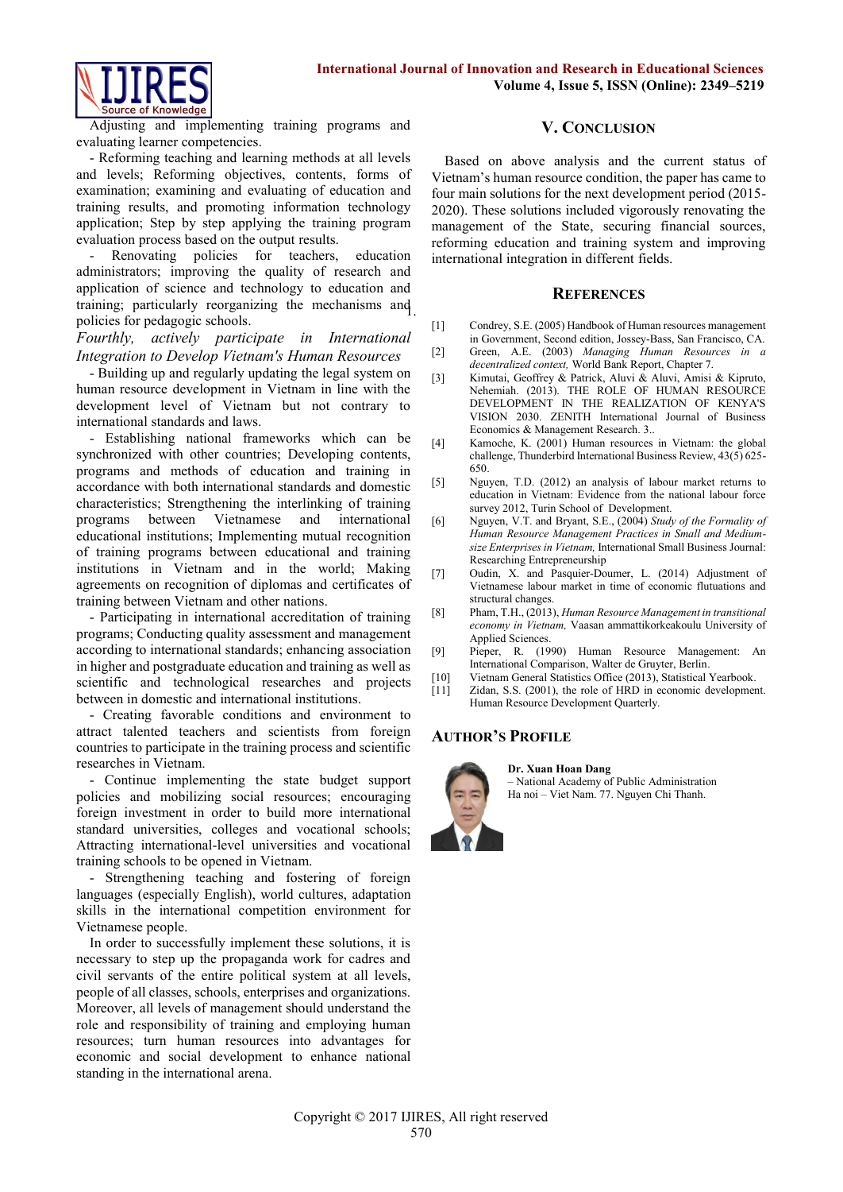Adjusting and implementing training programs and evaluating learner competencies.

- Reforming teaching and learning methods at all levels and levels; Reforming objectives, contents, forms of examination; examining and evaluating of education and training results, and promoting information technology application; Step by step applying the training program evaluation process based on the output results.
- Renovating policies for teachers, education administrators; improving the quality of research and application of science and technology to education and training; particularly reorganizing the mechanisms and policies for pedagogic schools.

*Fourthly, actively participate in International Integration to Develop Vietnam's Human Resources*

- Building up and regularly updating the legal system on human resource development in Vietnam in line with the development level of Vietnam but not contrary to international standards and laws.
- Establishing national frameworks which can be synchronized with other countries; Developing contents, programs and methods of education and training in accordance with both international standards and domestic characteristics; Strengthening the interlinking of training programs between Vietnamese and international educational institutions; Implementing mutual recognition of training programs between educational and training institutions in Vietnam and in the world; Making agreements on recognition of diplomas and certificates of training between Vietnam and other nations.
- Participating in international accreditation of training programs; Conducting quality assessment and management according to international standards; enhancing association in higher and postgraduate education and training as well as scientific and technological researches and projects between in domestic and international institutions.
- Creating favorable conditions and environment to attract talented teachers and scientists from foreign countries to participate in the training process and scientific researches in Vietnam.
- Continue implementing the state budget support policies and mobilizing social resources; encouraging foreign investment in order to build more international standard universities, colleges and vocational schools; Attracting international-level universities and vocational training schools to be opened in Vietnam.
- Strengthening teaching and fostering of foreign languages (especially English), world cultures, adaptation skills in the international competition environment for Vietnamese people.

In order to successfully implement these solutions, it is necessary to step up the propaganda work for cadres and civil servants of the entire political system at all levels, people of all classes, schools, enterprises and organizations. Moreover, all levels of management should understand the role and responsibility of training and employing human resources; turn human resources into advantages for economic and social development to enhance national standing in the international arena.

## V. Conclusion

Based on above analysis and the current status of Vietnam's human resource condition, the paper has came to four main solutions for the next development period (2015-2020). These solutions included vigorously renovating the management of the State, securing financial sources, reforming education and training system and improving international integration in different fields.

## References

[1] Condrey, S.E. (2005) Handbook of Human resources management in Government, Second edition, Jossey-Bass, San Francisco, CA.

[2] Green, A.E. (2003) *Managing Human Resources in a decentralized context,* World Bank Report, Chapter 7.

[3] Kimutai, Geoffrey & Patrick, Aluvi & Aluvi, Amisi & Kipruto, Nehemiah. (2013). THE ROLE OF HUMAN RESOURCE DEVELOPMENT IN THE REALIZATION OF KENYA'S VISION 2030. ZENITH International Journal of Business Economics & Management Research. 3..

[4] Kamoche, K. (2001) Human resources in Vietnam: the global challenge, Thunderbird International Business Review, 43(5) 625-650.

[5] Nguyen, T.D. (2012) an analysis of labour market returns to education in Vietnam: Evidence from the national labour force survey 2012, Turin School of Development.

[6] Nguyen, V.T. and Bryant, S.E., (2004) *Study of the Formality of Human Resource Management Practices in Small and Medium-size Enterprises in Vietnam,* International Small Business Journal: Researching Entrepreneurship

[7] Oudin, X. and Pasquier-Doumer, L. (2014) Adjustment of Vietnamese labour market in time of economic flutuations and structural changes.

[8] Pham, T.H., (2013), *Human Resource Management in transitional economy in Vietnam,* Vaasan ammattikorkeakoulu University of Applied Sciences.

[9] Pieper, R. (1990) Human Resource Management: An International Comparison, Walter de Gruyter, Berlin.

[10] Vietnam General Statistics Office (2013), Statistical Yearbook.

[11] Zidan, S.S. (2001), the role of HRD in economic development. Human Resource Development Quarterly.

## Author's Profile

**Dr. Xuan Hoan Dang**
– National Academy of Public Administration
Ha noi – Viet Nam. 77. Nguyen Chi Thanh.